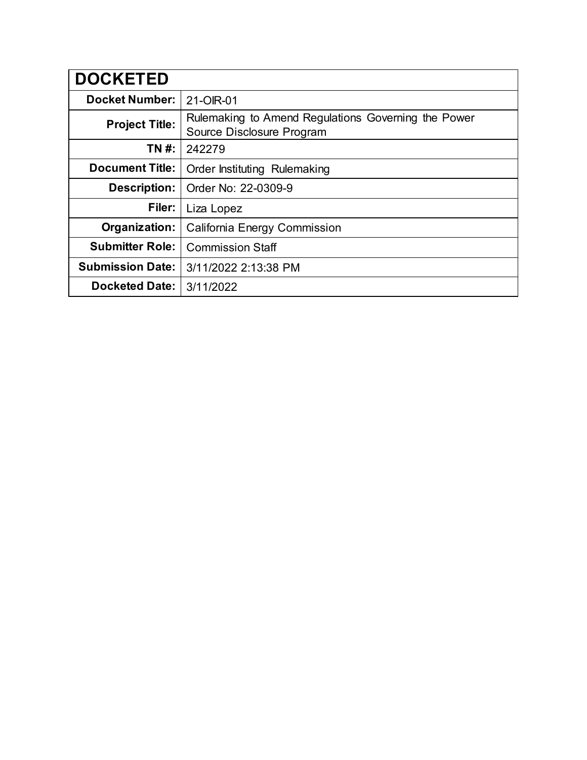| DOCKETED | |
|---|---|
| **Docket Number:** | 21-OIR-01 |
| **Project Title:** | Rulemaking to Amend Regulations Governing the Power Source Disclosure Program |
| **TN #:** | 242279 |
| **Document Title:** | Order Instituting Rulemaking |
| **Description:** | Order No: 22-0309-9 |
| **Filer:** | Liza Lopez |
| **Organization:** | California Energy Commission |
| **Submitter Role:** | Commission Staff |
| **Submission Date:** | 3/11/2022 2:13:38 PM |
| **Docketed Date:** | 3/11/2022 |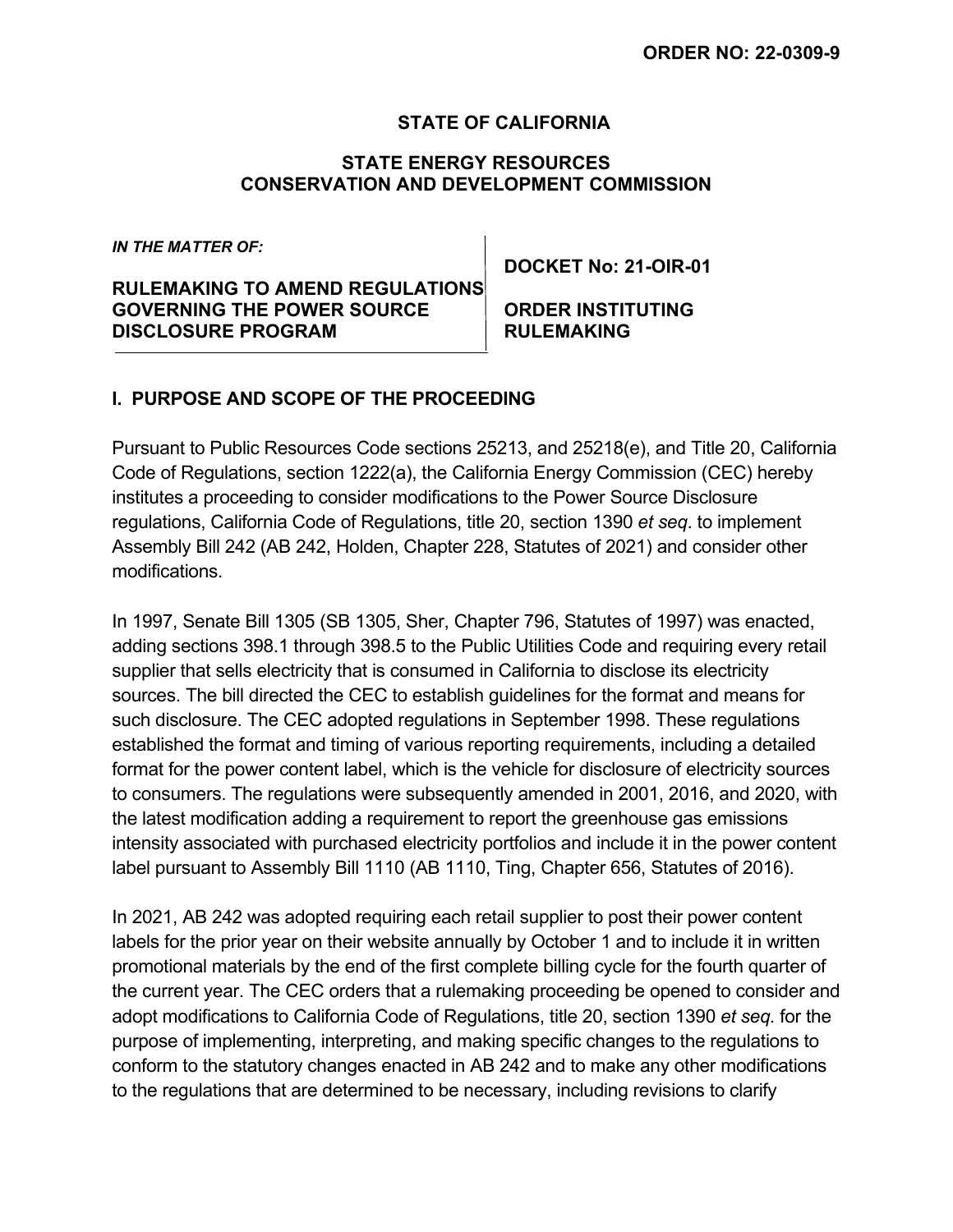**ORDER NO: 22-0309-9**

**STATE OF CALIFORNIA**

**STATE ENERGY RESOURCES CONSERVATION AND DEVELOPMENT COMMISSION**

| *IN THE MATTER OF:* **RULEMAKING TO AMEND REGULATIONS GOVERNING THE POWER SOURCE DISCLOSURE PROGRAM** | **DOCKET No: 21-OIR-01** **ORDER INSTITUTING RULEMAKING** |
|---|---|

## I. PURPOSE AND SCOPE OF THE PROCEEDING

Pursuant to Public Resources Code sections 25213, and 25218(e), and Title 20, California Code of Regulations, section 1222(a), the California Energy Commission (CEC) hereby institutes a proceeding to consider modifications to the Power Source Disclosure regulations, California Code of Regulations, title 20, section 1390 *et seq*. to implement Assembly Bill 242 (AB 242, Holden, Chapter 228, Statutes of 2021) and consider other modifications.

In 1997, Senate Bill 1305 (SB 1305, Sher, Chapter 796, Statutes of 1997) was enacted, adding sections 398.1 through 398.5 to the Public Utilities Code and requiring every retail supplier that sells electricity that is consumed in California to disclose its electricity sources. The bill directed the CEC to establish guidelines for the format and means for such disclosure. The CEC adopted regulations in September 1998. These regulations established the format and timing of various reporting requirements, including a detailed format for the power content label, which is the vehicle for disclosure of electricity sources to consumers. The regulations were subsequently amended in 2001, 2016, and 2020, with the latest modification adding a requirement to report the greenhouse gas emissions intensity associated with purchased electricity portfolios and include it in the power content label pursuant to Assembly Bill 1110 (AB 1110, Ting, Chapter 656, Statutes of 2016).

In 2021, AB 242 was adopted requiring each retail supplier to post their power content labels for the prior year on their website annually by October 1 and to include it in written promotional materials by the end of the first complete billing cycle for the fourth quarter of the current year. The CEC orders that a rulemaking proceeding be opened to consider and adopt modifications to California Code of Regulations, title 20, section 1390 *et seq.* for the purpose of implementing, interpreting, and making specific changes to the regulations to conform to the statutory changes enacted in AB 242 and to make any other modifications to the regulations that are determined to be necessary, including revisions to clarify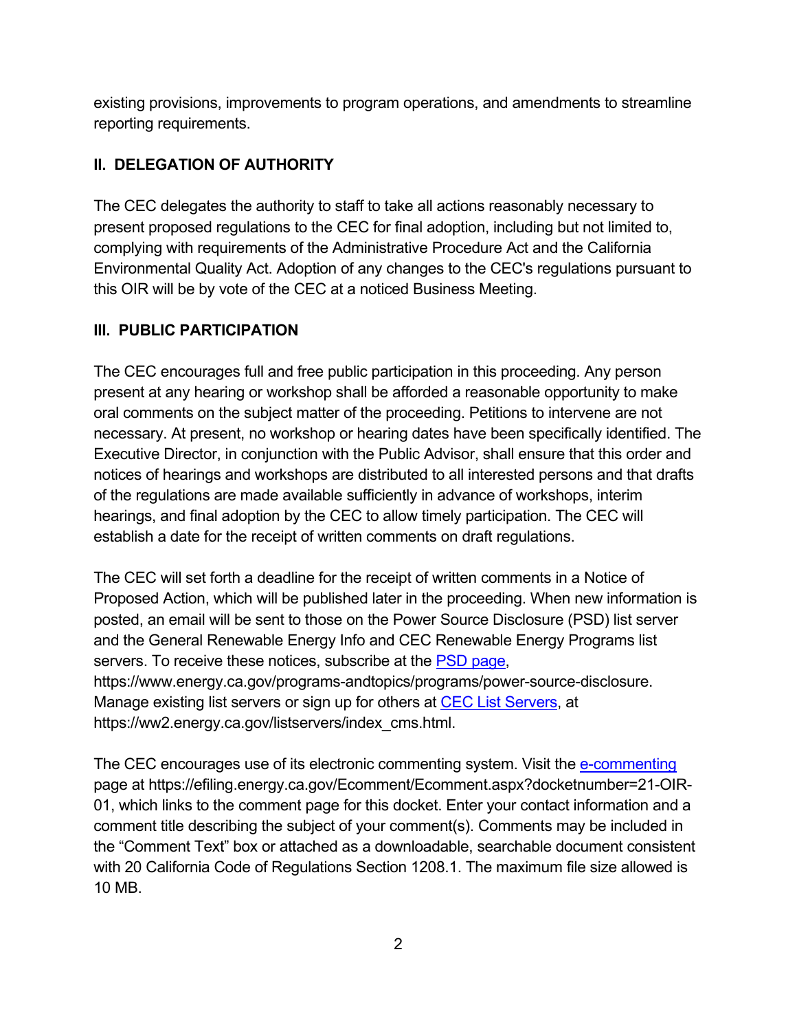existing provisions, improvements to program operations, and amendments to streamline reporting requirements.

## II. DELEGATION OF AUTHORITY

The CEC delegates the authority to staff to take all actions reasonably necessary to present proposed regulations to the CEC for final adoption, including but not limited to, complying with requirements of the Administrative Procedure Act and the California Environmental Quality Act. Adoption of any changes to the CEC's regulations pursuant to this OIR will be by vote of the CEC at a noticed Business Meeting.

## III. PUBLIC PARTICIPATION

The CEC encourages full and free public participation in this proceeding. Any person present at any hearing or workshop shall be afforded a reasonable opportunity to make oral comments on the subject matter of the proceeding. Petitions to intervene are not necessary. At present, no workshop or hearing dates have been specifically identified. The Executive Director, in conjunction with the Public Advisor, shall ensure that this order and notices of hearings and workshops are distributed to all interested persons and that drafts of the regulations are made available sufficiently in advance of workshops, interim hearings, and final adoption by the CEC to allow timely participation. The CEC will establish a date for the receipt of written comments on draft regulations.

The CEC will set forth a deadline for the receipt of written comments in a Notice of Proposed Action, which will be published later in the proceeding. When new information is posted, an email will be sent to those on the Power Source Disclosure (PSD) list server and the General Renewable Energy Info and CEC Renewable Energy Programs list servers. To receive these notices, subscribe at the [PSD page](https://www.energy.ca.gov/programs-andtopics/programs/power-source-disclosure), https://www.energy.ca.gov/programs-andtopics/programs/power-source-disclosure. Manage existing list servers or sign up for others at [CEC List Servers](https://ww2.energy.ca.gov/listservers/index_cms.html), at https://ww2.energy.ca.gov/listservers/index_cms.html.

The CEC encourages use of its electronic commenting system. Visit the [e-commenting](https://efiling.energy.ca.gov/Ecomment/Ecomment.aspx?docketnumber=21-OIR-01) page at https://efiling.energy.ca.gov/Ecomment/Ecomment.aspx?docketnumber=21-OIR-01, which links to the comment page for this docket. Enter your contact information and a comment title describing the subject of your comment(s). Comments may be included in the "Comment Text" box or attached as a downloadable, searchable document consistent with 20 California Code of Regulations Section 1208.1. The maximum file size allowed is 10 MB.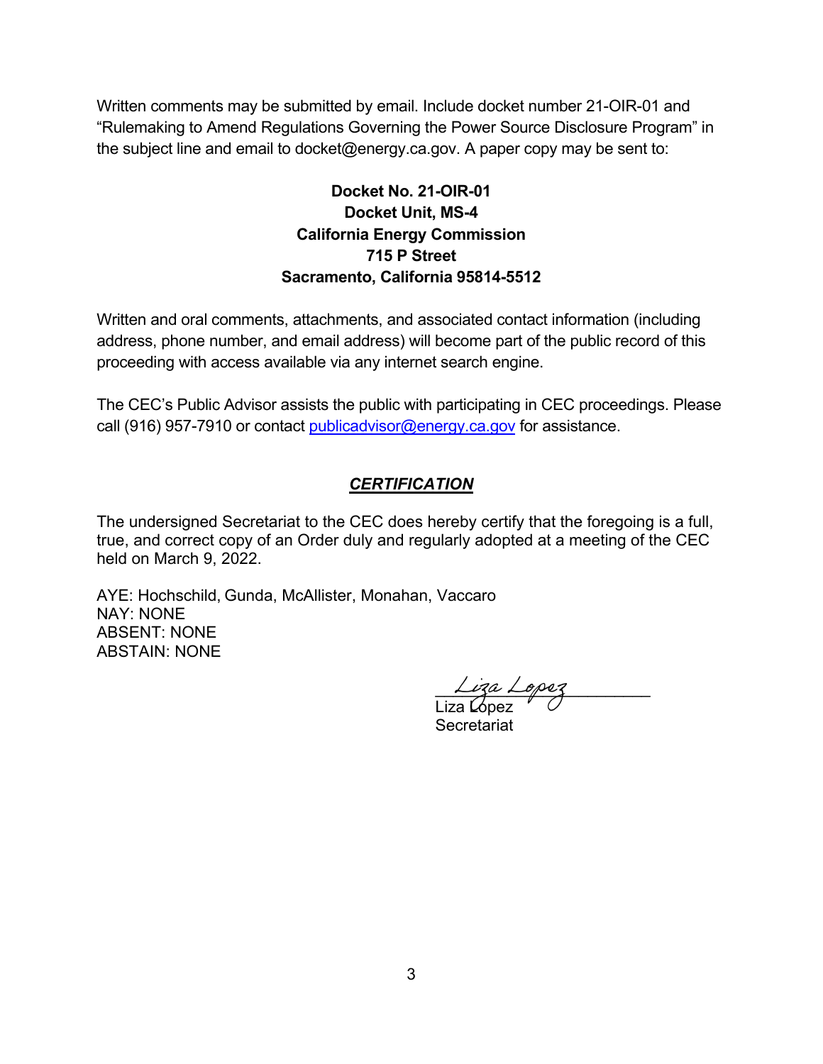Written comments may be submitted by email. Include docket number 21-OIR-01 and "Rulemaking to Amend Regulations Governing the Power Source Disclosure Program" in the subject line and email to docket@energy.ca.gov. A paper copy may be sent to:

**Docket No. 21-OIR-01**
**Docket Unit, MS-4**
**California Energy Commission**
**715 P Street**
**Sacramento, California 95814-5512**

Written and oral comments, attachments, and associated contact information (including address, phone number, and email address) will become part of the public record of this proceeding with access available via any internet search engine.

The CEC's Public Advisor assists the public with participating in CEC proceedings. Please call (916) 957-7910 or contact publicadvisor@energy.ca.gov for assistance.

## ***CERTIFICATION***

The undersigned Secretariat to the CEC does hereby certify that the foregoing is a full, true, and correct copy of an Order duly and regularly adopted at a meeting of the CEC held on March 9, 2022.

AYE: Hochschild, Gunda, McAllister, Monahan, Vaccaro
NAY: NONE
ABSENT: NONE
ABSTAIN: NONE

Liza Lopez
______________________
Liza Lopez
Secretariat